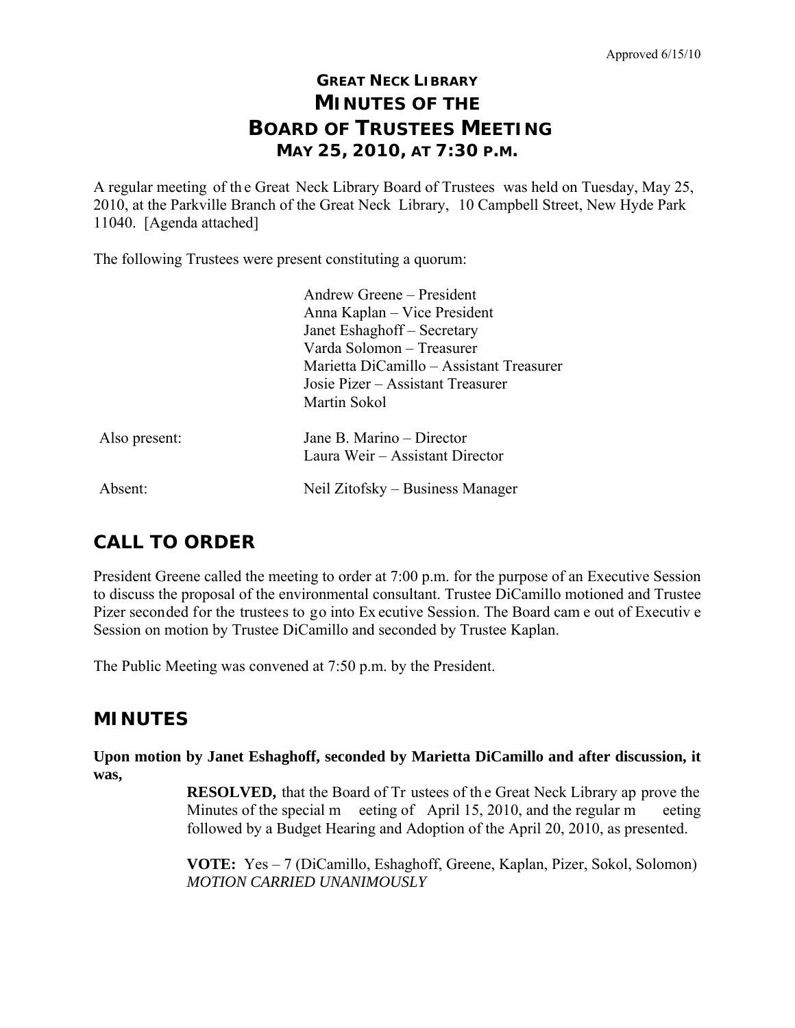Approved 6/15/10

# GREAT NECK LIBRARY
# MINUTES OF THE
# BOARD OF TRUSTEES MEETING
## MAY 25, 2010, AT 7:30 P.M.

A regular meeting of the Great Neck Library Board of Trustees was held on Tuesday, May 25, 2010, at the Parkville Branch of the Great Neck Library, 10 Campbell Street, New Hyde Park 11040. [Agenda attached]

The following Trustees were present constituting a quorum:

Andrew Greene – President
Anna Kaplan – Vice President
Janet Eshaghoff – Secretary
Varda Solomon – Treasurer
Marietta DiCamillo – Assistant Treasurer
Josie Pizer – Assistant Treasurer
Martin Sokol

Also present: Jane B. Marino – Director
Laura Weir – Assistant Director

Absent: Neil Zitofsky – Business Manager

## CALL TO ORDER

President Greene called the meeting to order at 7:00 p.m. for the purpose of an Executive Session to discuss the proposal of the environmental consultant. Trustee DiCamillo motioned and Trustee Pizer seconded for the trustees to go into Executive Session. The Board came out of Executive Session on motion by Trustee DiCamillo and seconded by Trustee Kaplan.

The Public Meeting was convened at 7:50 p.m. by the President.

## MINUTES

**Upon motion by Janet Eshaghoff, seconded by Marietta DiCamillo and after discussion, it was,**

**RESOLVED,** that the Board of Trustees of the Great Neck Library approve the Minutes of the special meeting of April 15, 2010, and the regular meeting followed by a Budget Hearing and Adoption of the April 20, 2010, as presented.

**VOTE:** Yes – 7 (DiCamillo, Eshaghoff, Greene, Kaplan, Pizer, Sokol, Solomon)
*MOTION CARRIED UNANIMOUSLY*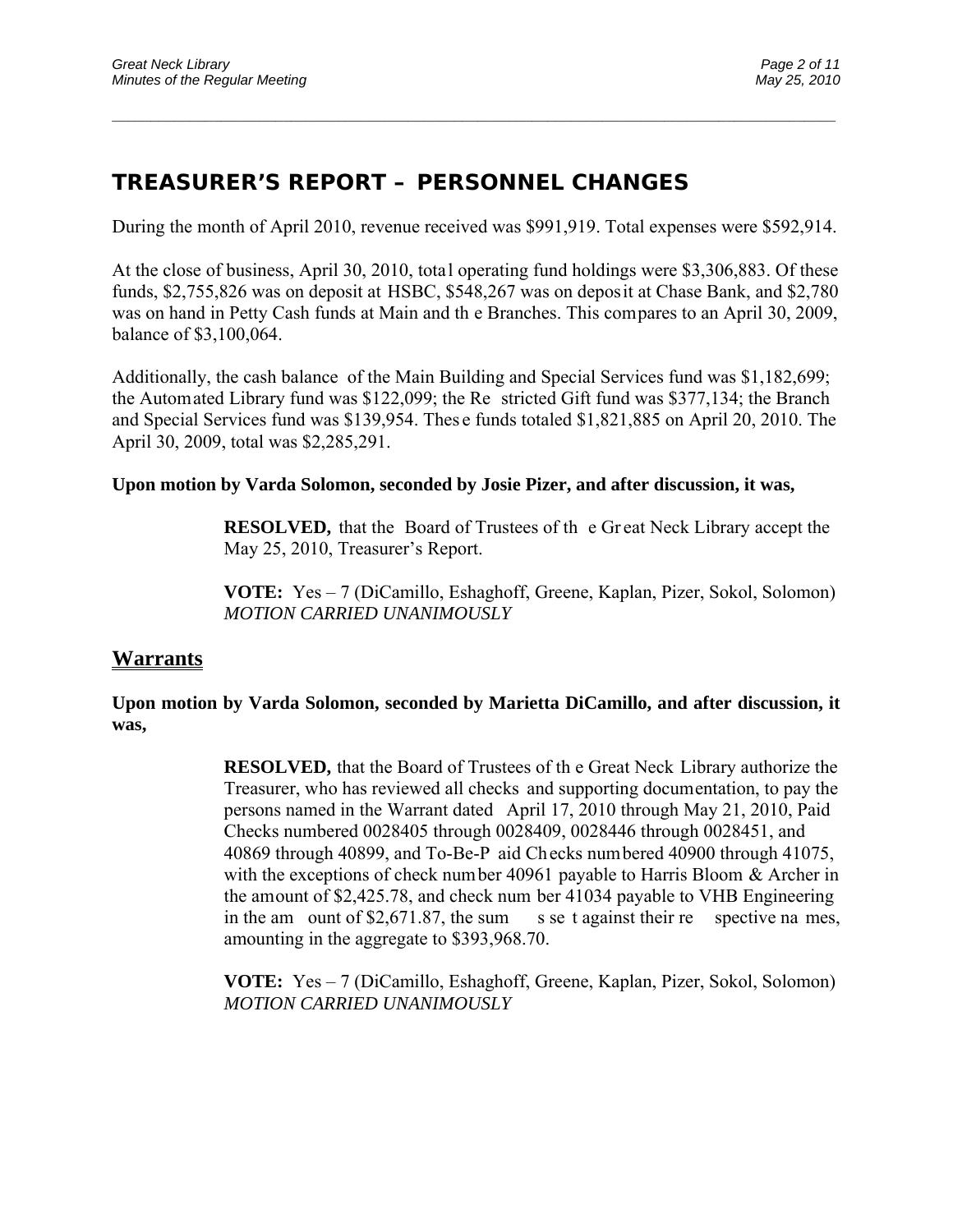## TREASURER'S REPORT – PERSONNEL CHANGES

During the month of April 2010, revenue received was $991,919. Total expenses were $592,914.

At the close of business, April 30, 2010, total operating fund holdings were $3,306,883. Of these funds, $2,755,826 was on deposit at HSBC, $548,267 was on deposit at Chase Bank, and $2,780 was on hand in Petty Cash funds at Main and the Branches. This compares to an April 30, 2009, balance of $3,100,064.

Additionally, the cash balance of the Main Building and Special Services fund was $1,182,699; the Automated Library fund was $122,099; the Restricted Gift fund was $377,134; the Branch and Special Services fund was $139,954. These funds totaled $1,821,885 on April 20, 2010. The April 30, 2009, total was $2,285,291.

**Upon motion by Varda Solomon, seconded by Josie Pizer, and after discussion, it was,**

> **RESOLVED,** that the Board of Trustees of the Great Neck Library accept the May 25, 2010, Treasurer's Report.
>
> **VOTE:** Yes – 7 (DiCamillo, Eshaghoff, Greene, Kaplan, Pizer, Sokol, Solomon)
> *MOTION CARRIED UNANIMOUSLY*

## Warrants

**Upon motion by Varda Solomon, seconded by Marietta DiCamillo, and after discussion, it was,**

> **RESOLVED,** that the Board of Trustees of the Great Neck Library authorize the Treasurer, who has reviewed all checks and supporting documentation, to pay the persons named in the Warrant dated April 17, 2010 through May 21, 2010, Paid Checks numbered 0028405 through 0028409, 0028446 through 0028451, and 40869 through 40899, and To-Be-Paid Checks numbered 40900 through 41075, with the exceptions of check number 40961 payable to Harris Bloom & Archer in the amount of $2,425.78, and check number 41034 payable to VHB Engineering in the amount of $2,671.87, the sums set against their respective names, amounting in the aggregate to $393,968.70.
>
> **VOTE:** Yes – 7 (DiCamillo, Eshaghoff, Greene, Kaplan, Pizer, Sokol, Solomon)
> *MOTION CARRIED UNANIMOUSLY*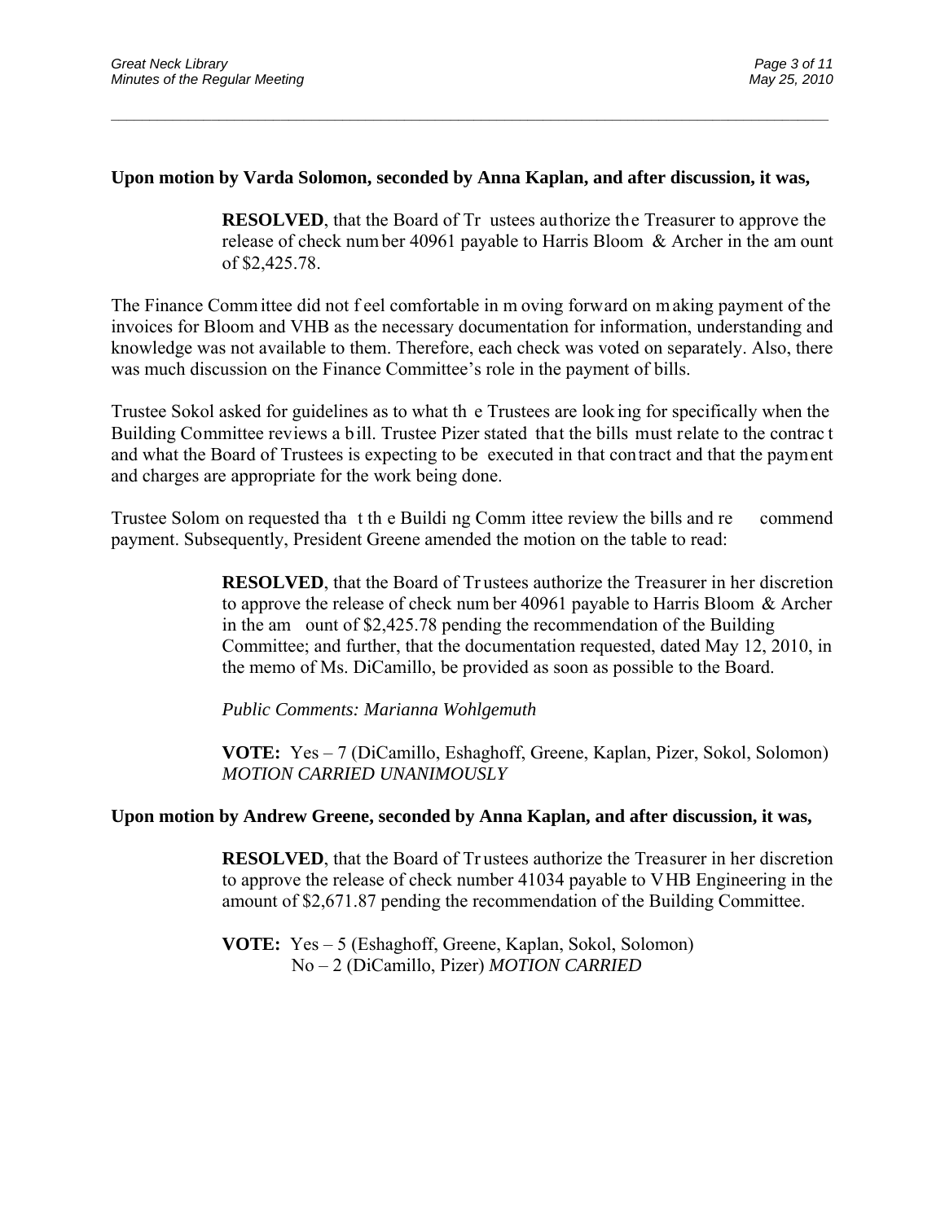**Upon motion by Varda Solomon, seconded by Anna Kaplan, and after discussion, it was,**

> **RESOLVED**, that the Board of Trustees authorize the Treasurer to approve the release of check number 40961 payable to Harris Bloom & Archer in the amount of $2,425.78.

The Finance Committee did not feel comfortable in moving forward on making payment of the invoices for Bloom and VHB as the necessary documentation for information, understanding and knowledge was not available to them. Therefore, each check was voted on separately. Also, there was much discussion on the Finance Committee's role in the payment of bills.

Trustee Sokol asked for guidelines as to what the Trustees are looking for specifically when the Building Committee reviews a bill. Trustee Pizer stated that the bills must relate to the contract and what the Board of Trustees is expecting to be executed in that contract and that the payment and charges are appropriate for the work being done.

Trustee Solomon requested that the Building Committee review the bills and recommend payment. Subsequently, President Greene amended the motion on the table to read:

> **RESOLVED**, that the Board of Trustees authorize the Treasurer in her discretion to approve the release of check number 40961 payable to Harris Bloom & Archer in the amount of $2,425.78 pending the recommendation of the Building Committee; and further, that the documentation requested, dated May 12, 2010, in the memo of Ms. DiCamillo, be provided as soon as possible to the Board.
>
> *Public Comments: Marianna Wohlgemuth*
>
> **VOTE:** Yes – 7 (DiCamillo, Eshaghoff, Greene, Kaplan, Pizer, Sokol, Solomon)
> *MOTION CARRIED UNANIMOUSLY*

**Upon motion by Andrew Greene, seconded by Anna Kaplan, and after discussion, it was,**

> **RESOLVED**, that the Board of Trustees authorize the Treasurer in her discretion to approve the release of check number 41034 payable to VHB Engineering in the amount of $2,671.87 pending the recommendation of the Building Committee.
>
> **VOTE:** Yes – 5 (Eshaghoff, Greene, Kaplan, Sokol, Solomon)
> No – 2 (DiCamillo, Pizer) *MOTION CARRIED*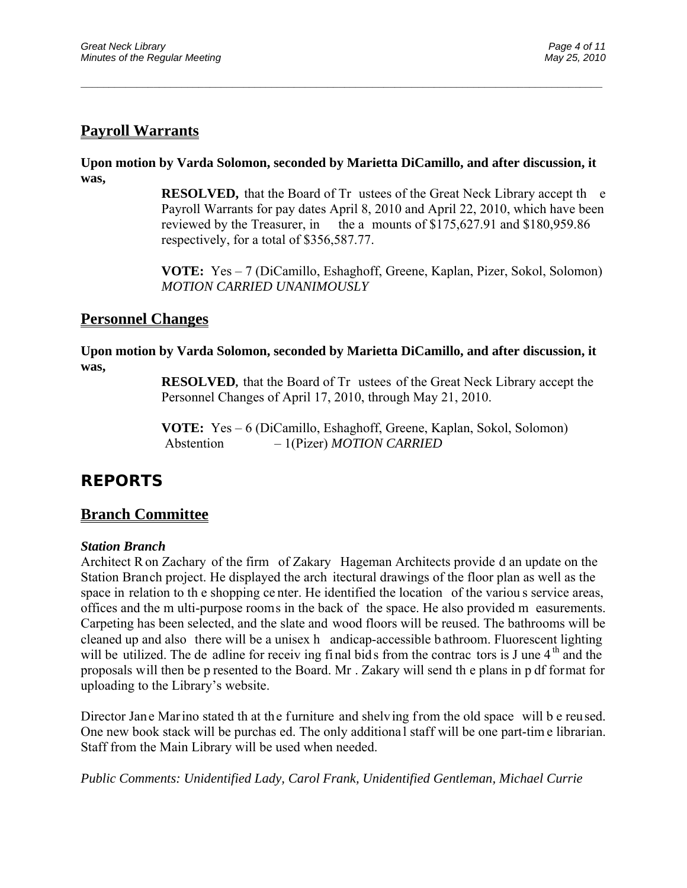## Payroll Warrants

**Upon motion by Varda Solomon, seconded by Marietta DiCamillo, and after discussion, it was,**

> **RESOLVED,** that the Board of Trustees of the Great Neck Library accept the Payroll Warrants for pay dates April 8, 2010 and April 22, 2010, which have been reviewed by the Treasurer, in the amounts of $175,627.91 and $180,959.86 respectively, for a total of $356,587.77.
>
> **VOTE:** Yes – 7 (DiCamillo, Eshaghoff, Greene, Kaplan, Pizer, Sokol, Solomon) *MOTION CARRIED UNANIMOUSLY*

## Personnel Changes

**Upon motion by Varda Solomon, seconded by Marietta DiCamillo, and after discussion, it was,**

> **RESOLVED**, that the Board of Trustees of the Great Neck Library accept the Personnel Changes of April 17, 2010, through May 21, 2010.
>
> **VOTE:** Yes – 6 (DiCamillo, Eshaghoff, Greene, Kaplan, Sokol, Solomon)
> Abstention – 1(Pizer) *MOTION CARRIED*

# REPORTS

## Branch Committee

### *Station Branch*

Architect Ron Zachary of the firm of Zakary Hageman Architects provided an update on the Station Branch project. He displayed the architectural drawings of the floor plan as well as the space in relation to the shopping center. He identified the location of the various service areas, offices and the multi-purpose rooms in the back of the space. He also provided measurements. Carpeting has been selected, and the slate and wood floors will be reused. The bathrooms will be cleaned up and also there will be a unisex handicap-accessible bathroom. Fluorescent lighting will be utilized. The deadline for receiving final bids from the contractors is June 4th and the proposals will then be presented to the Board. Mr. Zakary will send the plans in pdf format for uploading to the Library's website.

Director Jane Marino stated that the furniture and shelving from the old space will be reused. One new book stack will be purchased. The only additional staff will be one part-time librarian. Staff from the Main Library will be used when needed.

*Public Comments: Unidentified Lady, Carol Frank, Unidentified Gentleman, Michael Currie*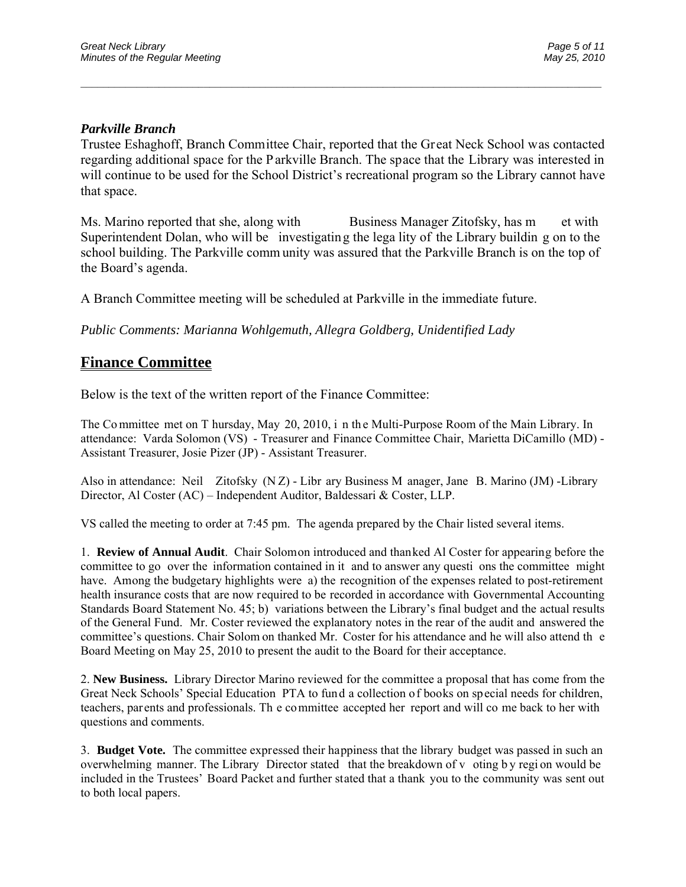### *Parkville Branch*

Trustee Eshaghoff, Branch Committee Chair, reported that the Great Neck School was contacted regarding additional space for the Parkville Branch. The space that the Library was interested in will continue to be used for the School District's recreational program so the Library cannot have that space.

Ms. Marino reported that she, along with Business Manager Zitofsky, has met with Superintendent Dolan, who will be investigating the legality of the Library building on to the school building. The Parkville community was assured that the Parkville Branch is on the top of the Board's agenda.

A Branch Committee meeting will be scheduled at Parkville in the immediate future.

*Public Comments: Marianna Wohlgemuth, Allegra Goldberg, Unidentified Lady*

## Finance Committee

Below is the text of the written report of the Finance Committee:

The Committee met on Thursday, May 20, 2010, in the Multi-Purpose Room of the Main Library. In attendance: Varda Solomon (VS) - Treasurer and Finance Committee Chair, Marietta DiCamillo (MD) - Assistant Treasurer, Josie Pizer (JP) - Assistant Treasurer.

Also in attendance: Neil Zitofsky (NZ) - Library Business Manager, Jane B. Marino (JM) -Library Director, Al Coster (AC) – Independent Auditor, Baldessari & Coster, LLP.

VS called the meeting to order at 7:45 pm. The agenda prepared by the Chair listed several items.

1. **Review of Annual Audit**. Chair Solomon introduced and thanked Al Coster for appearing before the committee to go over the information contained in it and to answer any questions the committee might have. Among the budgetary highlights were a) the recognition of the expenses related to post-retirement health insurance costs that are now required to be recorded in accordance with Governmental Accounting Standards Board Statement No. 45; b) variations between the Library's final budget and the actual results of the General Fund. Mr. Coster reviewed the explanatory notes in the rear of the audit and answered the committee's questions. Chair Solomon thanked Mr. Coster for his attendance and he will also attend the Board Meeting on May 25, 2010 to present the audit to the Board for their acceptance.

2. **New Business.** Library Director Marino reviewed for the committee a proposal that has come from the Great Neck Schools' Special Education PTA to fund a collection of books on special needs for children, teachers, parents and professionals. The committee accepted her report and will come back to her with questions and comments.

3. **Budget Vote.** The committee expressed their happiness that the library budget was passed in such an overwhelming manner. The Library Director stated that the breakdown of voting by region would be included in the Trustees' Board Packet and further stated that a thank you to the community was sent out to both local papers.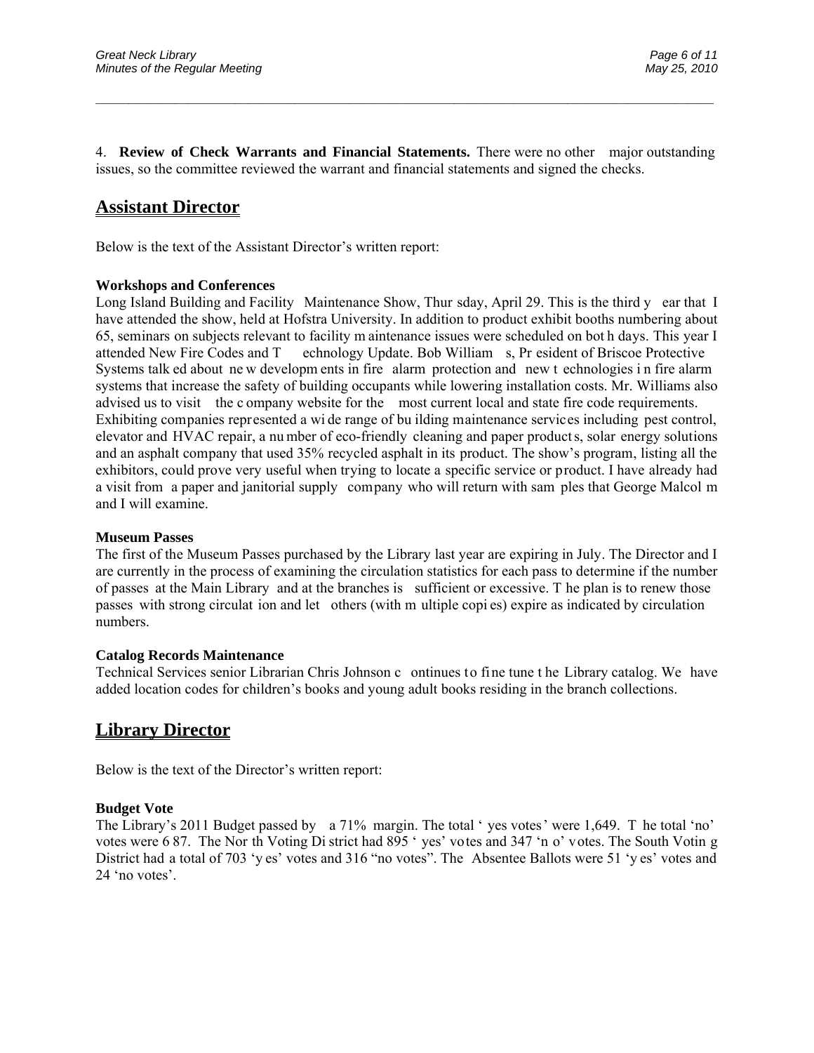4. **Review of Check Warrants and Financial Statements.** There were no other major outstanding issues, so the committee reviewed the warrant and financial statements and signed the checks.

## Assistant Director

Below is the text of the Assistant Director's written report:

### Workshops and Conferences

Long Island Building and Facility Maintenance Show, Thursday, April 29. This is the third year that I have attended the show, held at Hofstra University. In addition to product exhibit booths numbering about 65, seminars on subjects relevant to facility maintenance issues were scheduled on both days. This year I attended New Fire Codes and Technology Update. Bob Williams, President of Briscoe Protective Systems talked about new developments in fire alarm protection and new technologies in fire alarm systems that increase the safety of building occupants while lowering installation costs. Mr. Williams also advised us to visit the company website for the most current local and state fire code requirements. Exhibiting companies represented a wide range of building maintenance services including pest control, elevator and HVAC repair, a number of eco-friendly cleaning and paper products, solar energy solutions and an asphalt company that used 35% recycled asphalt in its product. The show's program, listing all the exhibitors, could prove very useful when trying to locate a specific service or product. I have already had a visit from a paper and janitorial supply company who will return with samples that George Malcolm and I will examine.

### Museum Passes

The first of the Museum Passes purchased by the Library last year are expiring in July. The Director and I are currently in the process of examining the circulation statistics for each pass to determine if the number of passes at the Main Library and at the branches is sufficient or excessive. The plan is to renew those passes with strong circulation and let others (with multiple copies) expire as indicated by circulation numbers.

### Catalog Records Maintenance

Technical Services senior Librarian Chris Johnson continues to fine tune the Library catalog. We have added location codes for children's books and young adult books residing in the branch collections.

## Library Director

Below is the text of the Director's written report:

### Budget Vote

The Library's 2011 Budget passed by a 71% margin. The total 'yes votes' were 1,649. The total 'no' votes were 687. The North Voting District had 895 'yes' votes and 347 'no' votes. The South Voting District had a total of 703 'yes' votes and 316 "no votes". The Absentee Ballots were 51 'yes' votes and 24 'no votes'.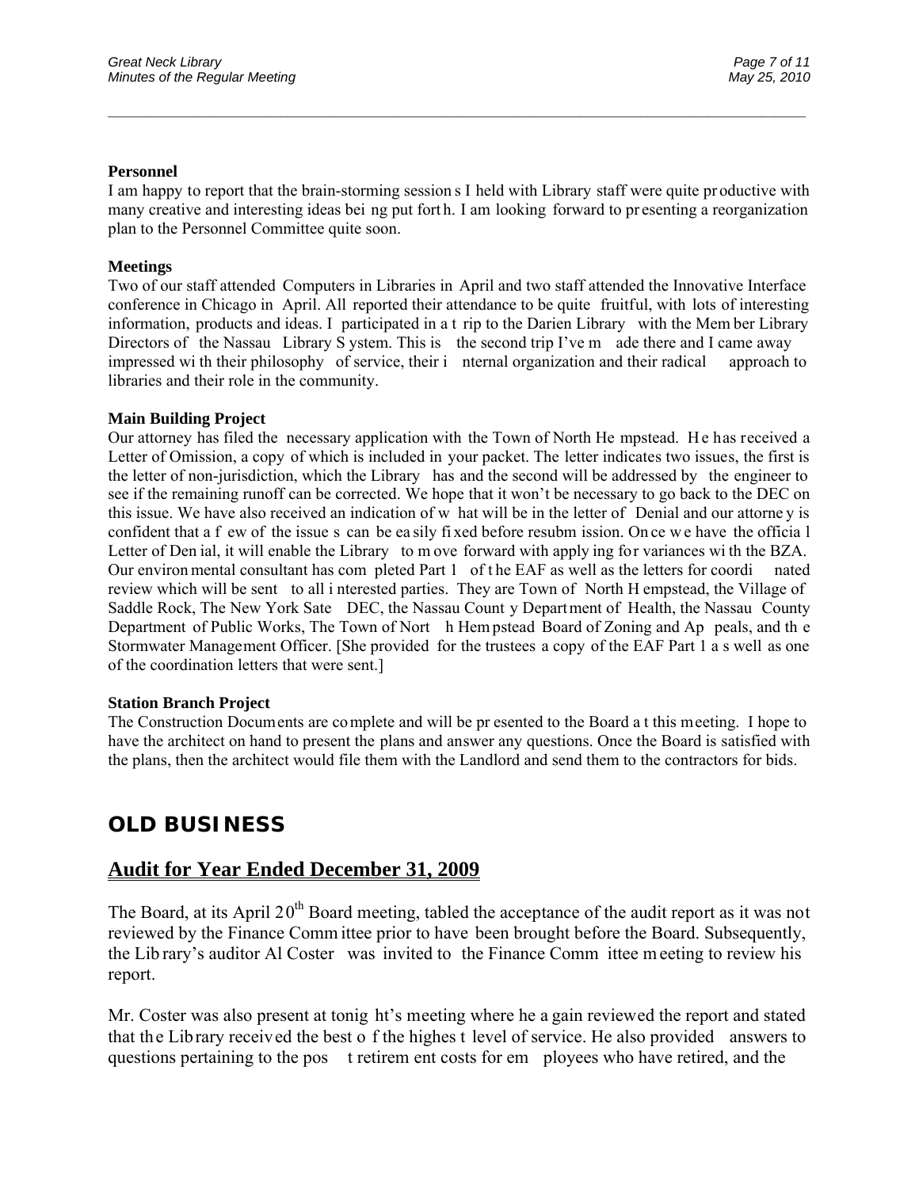**Personnel**

I am happy to report that the brain-storming sessions I held with Library staff were quite productive with many creative and interesting ideas being put forth. I am looking forward to presenting a reorganization plan to the Personnel Committee quite soon.

**Meetings**

Two of our staff attended Computers in Libraries in April and two staff attended the Innovative Interface conference in Chicago in April. All reported their attendance to be quite fruitful, with lots of interesting information, products and ideas. I participated in a trip to the Darien Library with the Member Library Directors of the Nassau Library System. This is the second trip I've made there and I came away impressed with their philosophy of service, their internal organization and their radical approach to libraries and their role in the community.

**Main Building Project**

Our attorney has filed the necessary application with the Town of North Hempstead. He has received a Letter of Omission, a copy of which is included in your packet. The letter indicates two issues, the first is the letter of non-jurisdiction, which the Library has and the second will be addressed by the engineer to see if the remaining runoff can be corrected. We hope that it won't be necessary to go back to the DEC on this issue. We have also received an indication of what will be in the letter of Denial and our attorney is confident that a few of the issues can be easily fixed before resubmission. Once we have the official Letter of Denial, it will enable the Library to move forward with applying for variances with the BZA. Our environmental consultant has completed Part 1 of the EAF as well as the letters for coordinated review which will be sent to all interested parties. They are Town of North Hempstead, the Village of Saddle Rock, The New York Sate DEC, the Nassau County Department of Health, the Nassau County Department of Public Works, The Town of North Hempstead Board of Zoning and Appeals, and the Stormwater Management Officer. [She provided for the trustees a copy of the EAF Part 1 as well as one of the coordination letters that were sent.]

**Station Branch Project**

The Construction Documents are complete and will be presented to the Board at this meeting. I hope to have the architect on hand to present the plans and answer any questions. Once the Board is satisfied with the plans, then the architect would file them with the Landlord and send them to the contractors for bids.

## OLD BUSINESS

## Audit for Year Ended December 31, 2009

The Board, at its April 20th Board meeting, tabled the acceptance of the audit report as it was not reviewed by the Finance Committee prior to have been brought before the Board. Subsequently, the Library's auditor Al Coster was invited to the Finance Committee meeting to review his report.

Mr. Coster was also present at tonight's meeting where he again reviewed the report and stated that the Library received the best of the highest level of service. He also provided answers to questions pertaining to the post retirement costs for employees who have retired, and the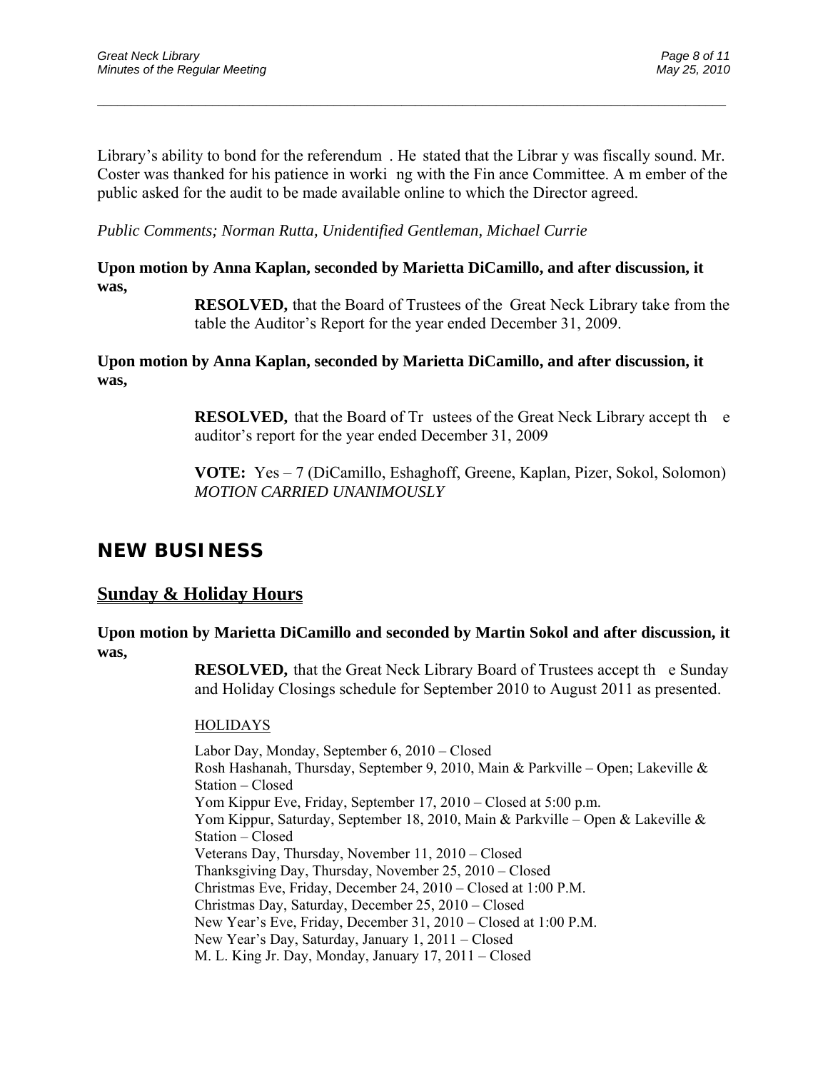Library's ability to bond for the referendum. He stated that the Library was fiscally sound. Mr. Coster was thanked for his patience in working with the Finance Committee. A member of the public asked for the audit to be made available online to which the Director agreed.

*Public Comments; Norman Rutta, Unidentified Gentleman, Michael Currie*

**Upon motion by Anna Kaplan, seconded by Marietta DiCamillo, and after discussion, it was,**

> **RESOLVED,** that the Board of Trustees of the Great Neck Library take from the table the Auditor's Report for the year ended December 31, 2009.

**Upon motion by Anna Kaplan, seconded by Marietta DiCamillo, and after discussion, it was,**

> **RESOLVED,** that the Board of Trustees of the Great Neck Library accept the auditor's report for the year ended December 31, 2009
>
> **VOTE:** Yes – 7 (DiCamillo, Eshaghoff, Greene, Kaplan, Pizer, Sokol, Solomon)
> *MOTION CARRIED UNANIMOUSLY*

# NEW BUSINESS

## Sunday & Holiday Hours

**Upon motion by Marietta DiCamillo and seconded by Martin Sokol and after discussion, it was,**

> **RESOLVED,** that the Great Neck Library Board of Trustees accept the Sunday and Holiday Closings schedule for September 2010 to August 2011 as presented.
>
> HOLIDAYS
>
> Labor Day, Monday, September 6, 2010 – Closed
> Rosh Hashanah, Thursday, September 9, 2010, Main & Parkville – Open; Lakeville & Station – Closed
> Yom Kippur Eve, Friday, September 17, 2010 – Closed at 5:00 p.m.
> Yom Kippur, Saturday, September 18, 2010, Main & Parkville – Open & Lakeville & Station – Closed
> Veterans Day, Thursday, November 11, 2010 – Closed
> Thanksgiving Day, Thursday, November 25, 2010 – Closed
> Christmas Eve, Friday, December 24, 2010 – Closed at 1:00 P.M.
> Christmas Day, Saturday, December 25, 2010 – Closed
> New Year's Eve, Friday, December 31, 2010 – Closed at 1:00 P.M.
> New Year's Day, Saturday, January 1, 2011 – Closed
> M. L. King Jr. Day, Monday, January 17, 2011 – Closed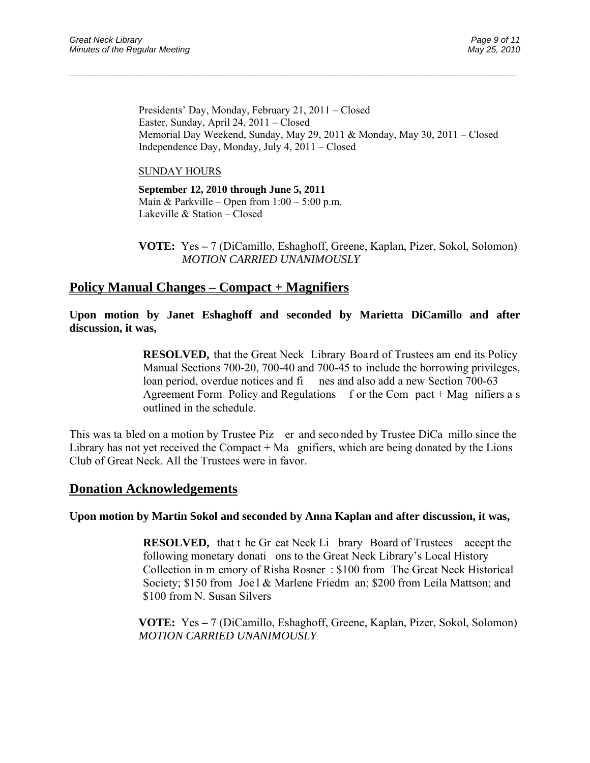Presidents' Day, Monday, February 21, 2011 – Closed
Easter, Sunday, April 24, 2011 – Closed
Memorial Day Weekend, Sunday, May 29, 2011 & Monday, May 30, 2011 – Closed
Independence Day, Monday, July 4, 2011 – Closed

SUNDAY HOURS

**September 12, 2010 through June 5, 2011**
Main & Parkville – Open from 1:00 – 5:00 p.m.
Lakeville & Station – Closed

**VOTE:** Yes **–** 7 (DiCamillo, Eshaghoff, Greene, Kaplan, Pizer, Sokol, Solomon)
*MOTION CARRIED UNANIMOUSLY*

## Policy Manual Changes – Compact + Magnifiers

**Upon motion by Janet Eshaghoff and seconded by Marietta DiCamillo and after discussion, it was,**

**RESOLVED,** that the Great Neck Library Board of Trustees amend its Policy Manual Sections 700-20, 700-40 and 700-45 to include the borrowing privileges, loan period, overdue notices and fines and also add a new Section 700-63 Agreement Form Policy and Regulations for the Compact + Magnifiers as outlined in the schedule.

This was tabled on a motion by Trustee Pizer and seconded by Trustee DiCamillo since the Library has not yet received the Compact + Magnifiers, which are being donated by the Lions Club of Great Neck. All the Trustees were in favor.

## Donation Acknowledgements

**Upon motion by Martin Sokol and seconded by Anna Kaplan and after discussion, it was,**

**RESOLVED,** that the Great Neck Library Board of Trustees accept the following monetary donations to the Great Neck Library's Local History Collection in memory of Risha Rosner: $100 from The Great Neck Historical Society; $150 from Joel & Marlene Friedman; $200 from Leila Mattson; and $100 from N. Susan Silvers

**VOTE:** Yes **–** 7 (DiCamillo, Eshaghoff, Greene, Kaplan, Pizer, Sokol, Solomon)
*MOTION CARRIED UNANIMOUSLY*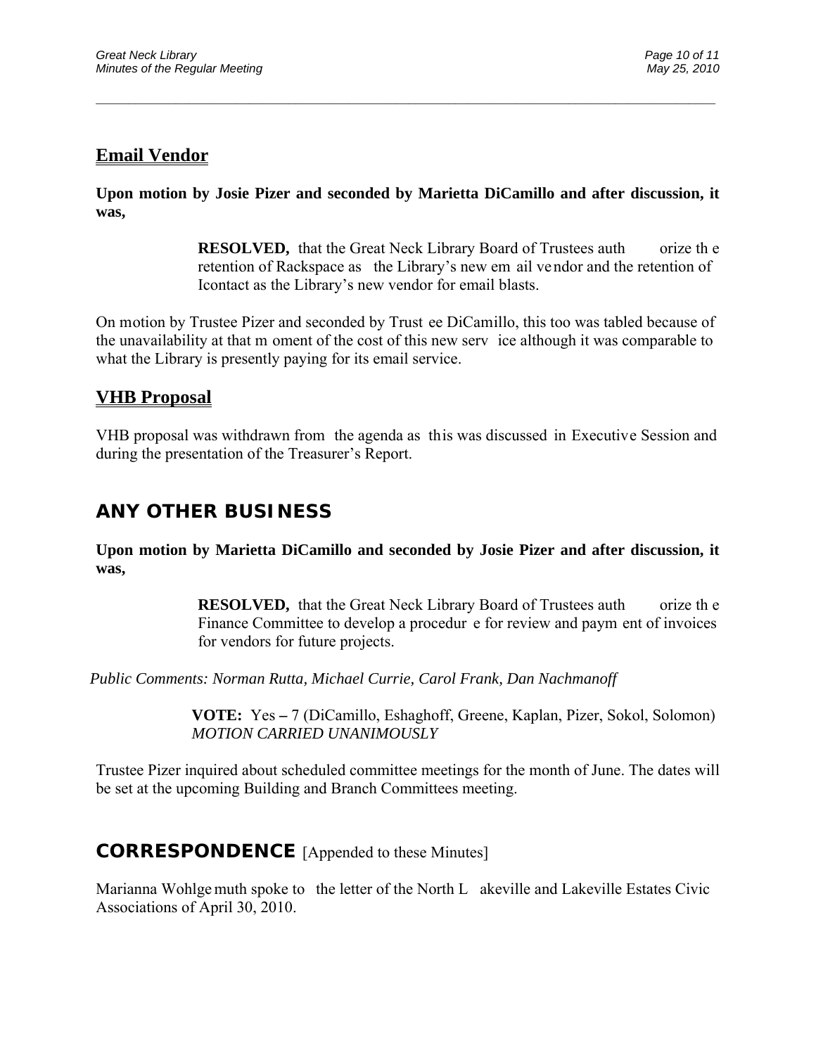## Email Vendor

**Upon motion by Josie Pizer and seconded by Marietta DiCamillo and after discussion, it was,**

> **RESOLVED,** that the Great Neck Library Board of Trustees authorize the retention of Rackspace as the Library's new email vendor and the retention of Icontact as the Library's new vendor for email blasts.

On motion by Trustee Pizer and seconded by Trustee DiCamillo, this too was tabled because of the unavailability at that moment of the cost of this new service although it was comparable to what the Library is presently paying for its email service.

## VHB Proposal

VHB proposal was withdrawn from the agenda as this was discussed in Executive Session and during the presentation of the Treasurer's Report.

# ANY OTHER BUSINESS

**Upon motion by Marietta DiCamillo and seconded by Josie Pizer and after discussion, it was,**

> **RESOLVED,** that the Great Neck Library Board of Trustees authorize the Finance Committee to develop a procedure for review and payment of invoices for vendors for future projects.

*Public Comments: Norman Rutta, Michael Currie, Carol Frank, Dan Nachmanoff*

> **VOTE:** Yes – 7 (DiCamillo, Eshaghoff, Greene, Kaplan, Pizer, Sokol, Solomon)
> *MOTION CARRIED UNANIMOUSLY*

Trustee Pizer inquired about scheduled committee meetings for the month of June. The dates will be set at the upcoming Building and Branch Committees meeting.

# CORRESPONDENCE [Appended to these Minutes]

Marianna Wohlgemuth spoke to the letter of the North Lakeville and Lakeville Estates Civic Associations of April 30, 2010.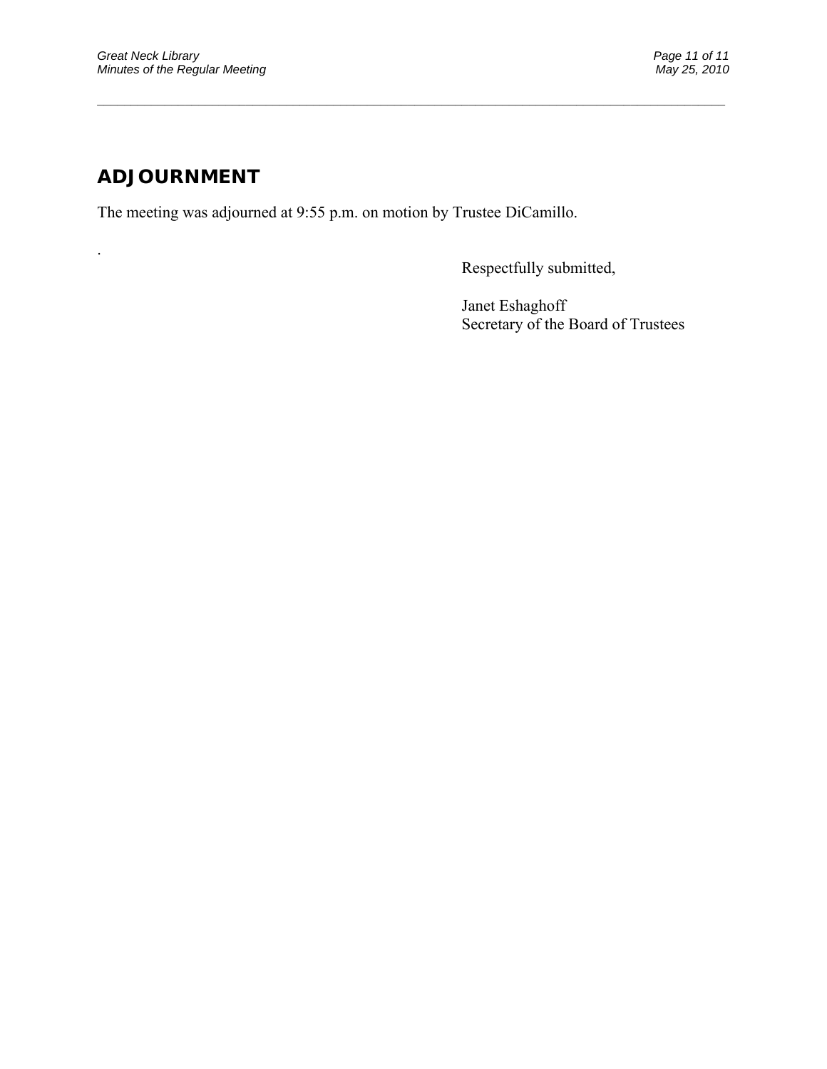## ADJOURNMENT

The meeting was adjourned at 9:55 p.m. on motion by Trustee DiCamillo.

.

Respectfully submitted,

Janet Eshaghoff
Secretary of the Board of Trustees